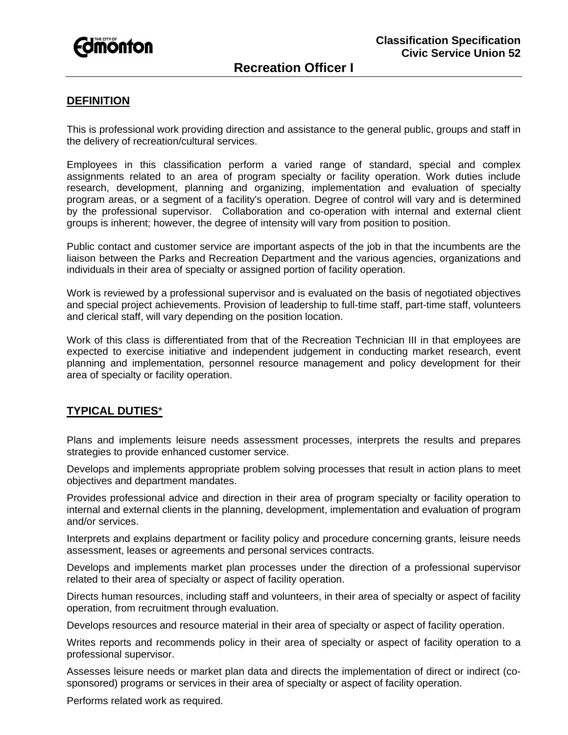**Classification Specification**
**Civic Service Union 52**

# Recreation Officer I

## DEFINITION

This is professional work providing direction and assistance to the general public, groups and staff in the delivery of recreation/cultural services.

Employees in this classification perform a varied range of standard, special and complex assignments related to an area of program specialty or facility operation. Work duties include research, development, planning and organizing, implementation and evaluation of specialty program areas, or a segment of a facility's operation. Degree of control will vary and is determined by the professional supervisor. Collaboration and co-operation with internal and external client groups is inherent; however, the degree of intensity will vary from position to position.

Public contact and customer service are important aspects of the job in that the incumbents are the liaison between the Parks and Recreation Department and the various agencies, organizations and individuals in their area of specialty or assigned portion of facility operation.

Work is reviewed by a professional supervisor and is evaluated on the basis of negotiated objectives and special project achievements. Provision of leadership to full-time staff, part-time staff, volunteers and clerical staff, will vary depending on the position location.

Work of this class is differentiated from that of the Recreation Technician III in that employees are expected to exercise initiative and independent judgement in conducting market research, event planning and implementation, personnel resource management and policy development for their area of specialty or facility operation.

## TYPICAL DUTIES*

Plans and implements leisure needs assessment processes, interprets the results and prepares strategies to provide enhanced customer service.

Develops and implements appropriate problem solving processes that result in action plans to meet objectives and department mandates.

Provides professional advice and direction in their area of program specialty or facility operation to internal and external clients in the planning, development, implementation and evaluation of program and/or services.

Interprets and explains department or facility policy and procedure concerning grants, leisure needs assessment, leases or agreements and personal services contracts.

Develops and implements market plan processes under the direction of a professional supervisor related to their area of specialty or aspect of facility operation.

Directs human resources, including staff and volunteers, in their area of specialty or aspect of facility operation, from recruitment through evaluation.

Develops resources and resource material in their area of specialty or aspect of facility operation.

Writes reports and recommends policy in their area of specialty or aspect of facility operation to a professional supervisor.

Assesses leisure needs or market plan data and directs the implementation of direct or indirect (co-sponsored) programs or services in their area of specialty or aspect of facility operation.

Performs related work as required.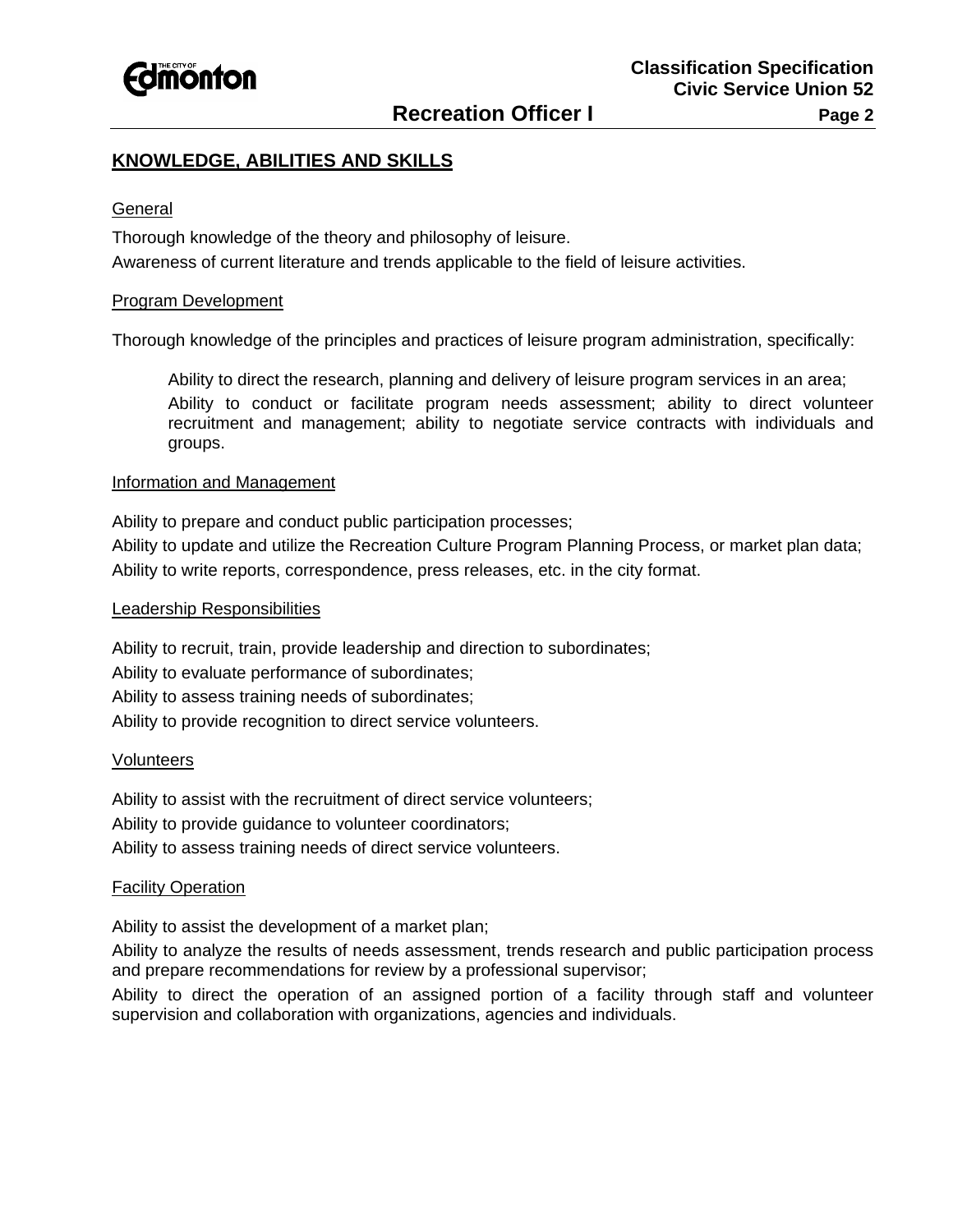## KNOWLEDGE, ABILITIES AND SKILLS

### General

Thorough knowledge of the theory and philosophy of leisure.
Awareness of current literature and trends applicable to the field of leisure activities.

### Program Development

Thorough knowledge of the principles and practices of leisure program administration, specifically:

> Ability to direct the research, planning and delivery of leisure program services in an area;
> Ability to conduct or facilitate program needs assessment; ability to direct volunteer recruitment and management; ability to negotiate service contracts with individuals and groups.

### Information and Management

Ability to prepare and conduct public participation processes;
Ability to update and utilize the Recreation Culture Program Planning Process, or market plan data;
Ability to write reports, correspondence, press releases, etc. in the city format.

### Leadership Responsibilities

Ability to recruit, train, provide leadership and direction to subordinates;
Ability to evaluate performance of subordinates;
Ability to assess training needs of subordinates;
Ability to provide recognition to direct service volunteers.

### Volunteers

Ability to assist with the recruitment of direct service volunteers;
Ability to provide guidance to volunteer coordinators;
Ability to assess training needs of direct service volunteers.

### Facility Operation

Ability to assist the development of a market plan;
Ability to analyze the results of needs assessment, trends research and public participation process and prepare recommendations for review by a professional supervisor;
Ability to direct the operation of an assigned portion of a facility through staff and volunteer supervision and collaboration with organizations, agencies and individuals.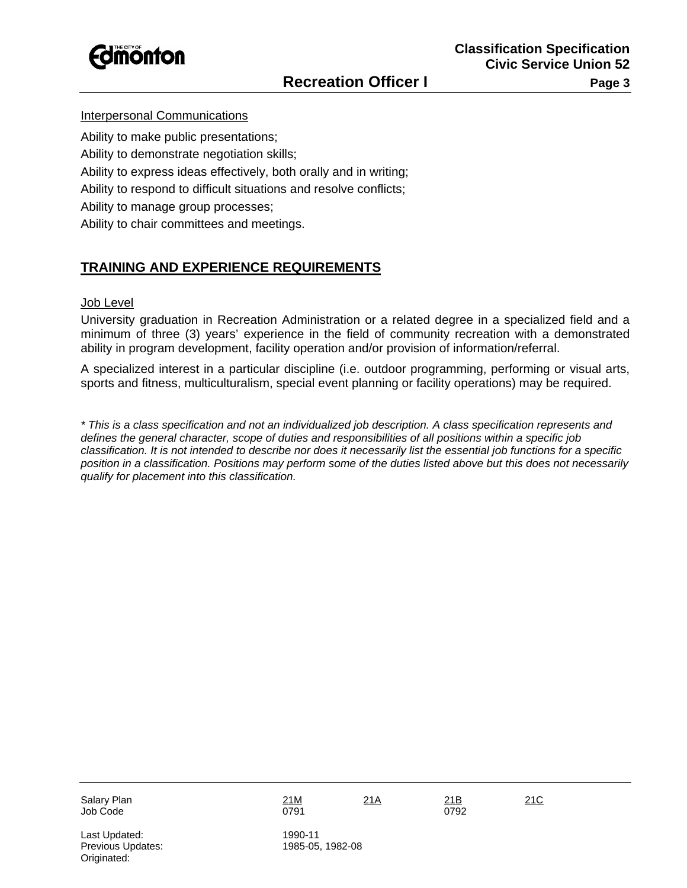Interpersonal Communications

Ability to make public presentations;

Ability to demonstrate negotiation skills;

Ability to express ideas effectively, both orally and in writing;

Ability to respond to difficult situations and resolve conflicts;

Ability to manage group processes;

Ability to chair committees and meetings.

## TRAINING AND EXPERIENCE REQUIREMENTS

Job Level

University graduation in Recreation Administration or a related degree in a specialized field and a minimum of three (3) years' experience in the field of community recreation with a demonstrated ability in program development, facility operation and/or provision of information/referral.

A specialized interest in a particular discipline (i.e. outdoor programming, performing or visual arts, sports and fitness, multiculturalism, special event planning or facility operations) may be required.

*\* This is a class specification and not an individualized job description. A class specification represents and defines the general character, scope of duties and responsibilities of all positions within a specific job classification. It is not intended to describe nor does it necessarily list the essential job functions for a specific position in a classification. Positions may perform some of the duties listed above but this does not necessarily qualify for placement into this classification.*

| | | | | |
|---|---|---|---|---|
| Salary Plan | 21M | 21A | 21B | 21C |
| Job Code | 0791 | | 0792 | |

Last Updated: 1990-11
Previous Updates: 1985-05, 1982-08
Originated: